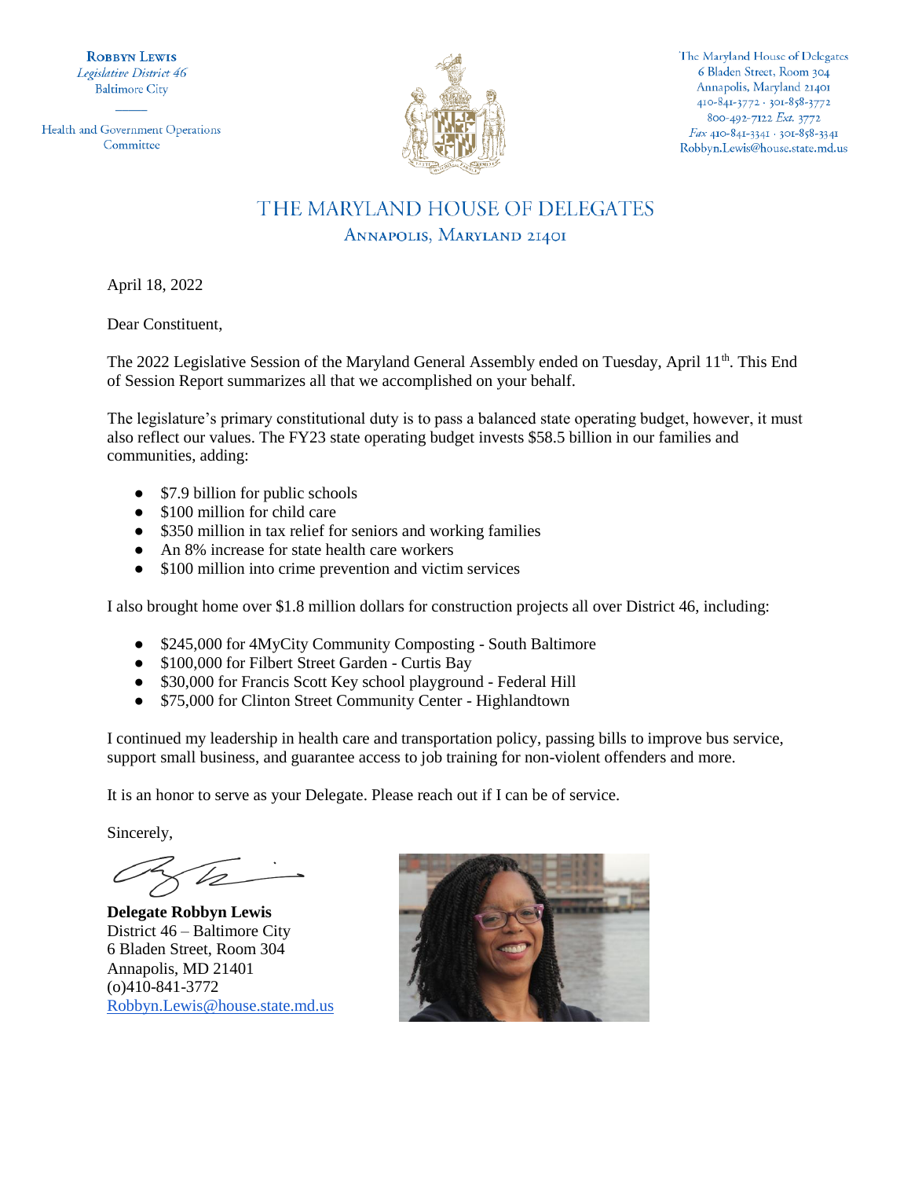**ROBBYN LEWIS**
*Legislative District 46*
Baltimore City

Health and Government Operations Committee

The Maryland House of Delegates
6 Bladen Street, Room 304
Annapolis, Maryland 21401
410-841-3772 · 301-858-3772
800-492-7122 *Ext.* 3772
*Fax* 410-841-3341 · 301-858-3341
Robbyn.Lewis@house.state.md.us

# THE MARYLAND HOUSE OF DELEGATES

## ANNAPOLIS, MARYLAND 21401

April 18, 2022

Dear Constituent,

The 2022 Legislative Session of the Maryland General Assembly ended on Tuesday, April 11th. This End of Session Report summarizes all that we accomplished on your behalf.

The legislature's primary constitutional duty is to pass a balanced state operating budget, however, it must also reflect our values. The FY23 state operating budget invests $58.5 billion in our families and communities, adding:

- $7.9 billion for public schools
- $100 million for child care
- $350 million in tax relief for seniors and working families
- An 8% increase for state health care workers
- $100 million into crime prevention and victim services

I also brought home over $1.8 million dollars for construction projects all over District 46, including:

- $245,000 for 4MyCity Community Composting - South Baltimore
- $100,000 for Filbert Street Garden - Curtis Bay
- $30,000 for Francis Scott Key school playground - Federal Hill
- $75,000 for Clinton Street Community Center - Highlandtown

I continued my leadership in health care and transportation policy, passing bills to improve bus service, support small business, and guarantee access to job training for non-violent offenders and more.

It is an honor to serve as your Delegate. Please reach out if I can be of service.

Sincerely,

**Delegate Robbyn Lewis**
District 46 – Baltimore City
6 Bladen Street, Room 304
Annapolis, MD 21401
(o)410-841-3772
Robbyn.Lewis@house.state.md.us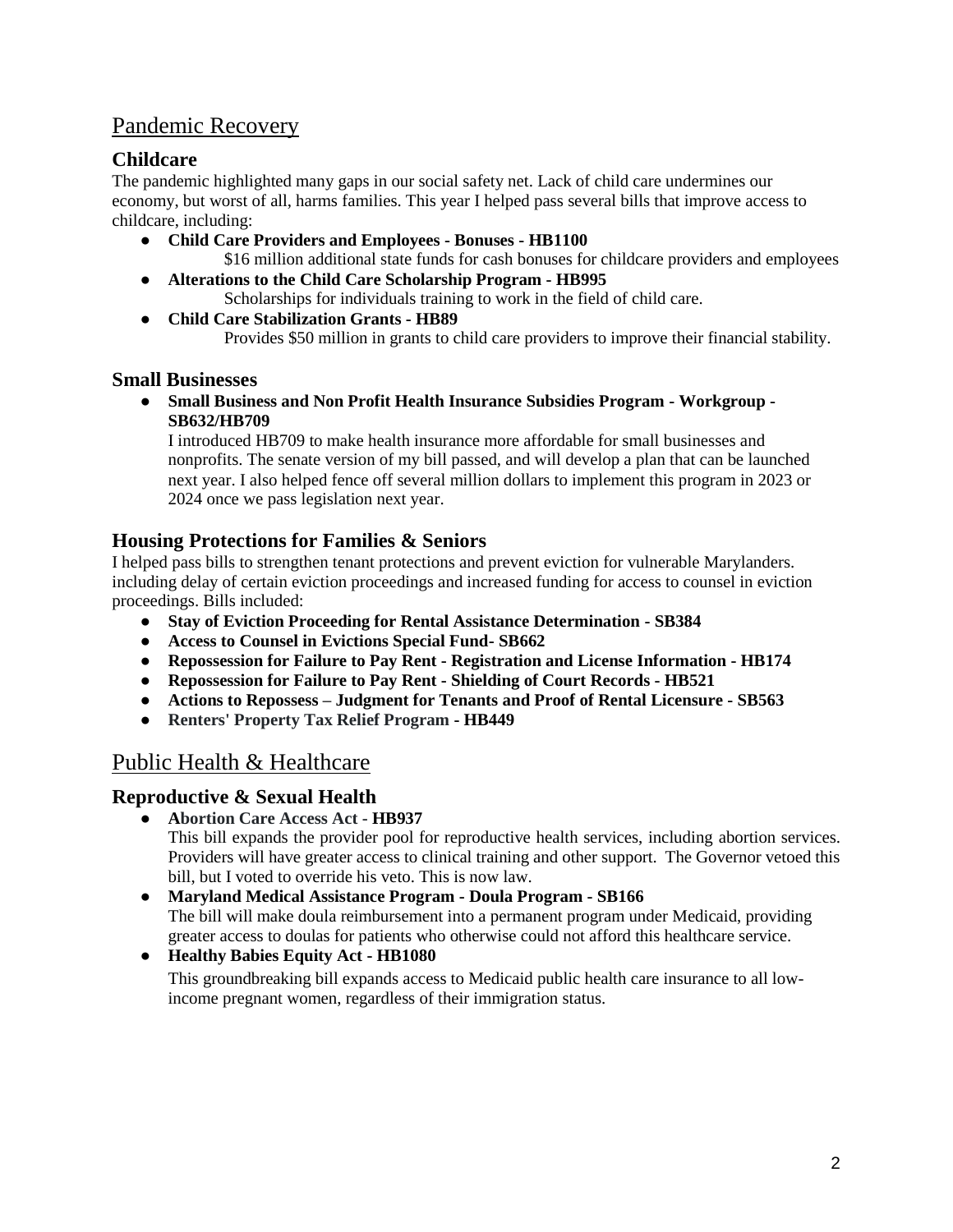## Pandemic Recovery

### Childcare

The pandemic highlighted many gaps in our social safety net. Lack of child care undermines our economy, but worst of all, harms families. This year I helped pass several bills that improve access to childcare, including:

- **Child Care Providers and Employees - Bonuses - HB1100**
  $16 million additional state funds for cash bonuses for childcare providers and employees
- **Alterations to the Child Care Scholarship Program - HB995**
  Scholarships for individuals training to work in the field of child care.
- **Child Care Stabilization Grants - HB89**
  Provides $50 million in grants to child care providers to improve their financial stability.

### Small Businesses

- **Small Business and Non Profit Health Insurance Subsidies Program - Workgroup - SB632/HB709**
  I introduced HB709 to make health insurance more affordable for small businesses and nonprofits. The senate version of my bill passed, and will develop a plan that can be launched next year. I also helped fence off several million dollars to implement this program in 2023 or 2024 once we pass legislation next year.

### Housing Protections for Families & Seniors

I helped pass bills to strengthen tenant protections and prevent eviction for vulnerable Marylanders. including delay of certain eviction proceedings and increased funding for access to counsel in eviction proceedings. Bills included:

- **Stay of Eviction Proceeding for Rental Assistance Determination - SB384**
- **Access to Counsel in Evictions Special Fund- SB662**
- **Repossession for Failure to Pay Rent - Registration and License Information - HB174**
- **Repossession for Failure to Pay Rent - Shielding of Court Records - HB521**
- **Actions to Repossess – Judgment for Tenants and Proof of Rental Licensure - SB563**
- **Renters' Property Tax Relief Program - HB449**

## Public Health & Healthcare

### Reproductive & Sexual Health

- **Abortion Care Access Act - HB937**
  This bill expands the provider pool for reproductive health services, including abortion services. Providers will have greater access to clinical training and other support. The Governor vetoed this bill, but I voted to override his veto. This is now law.
- **Maryland Medical Assistance Program - Doula Program - SB166**
  The bill will make doula reimbursement into a permanent program under Medicaid, providing greater access to doulas for patients who otherwise could not afford this healthcare service.
- **Healthy Babies Equity Act - HB1080**
  This groundbreaking bill expands access to Medicaid public health care insurance to all low-income pregnant women, regardless of their immigration status.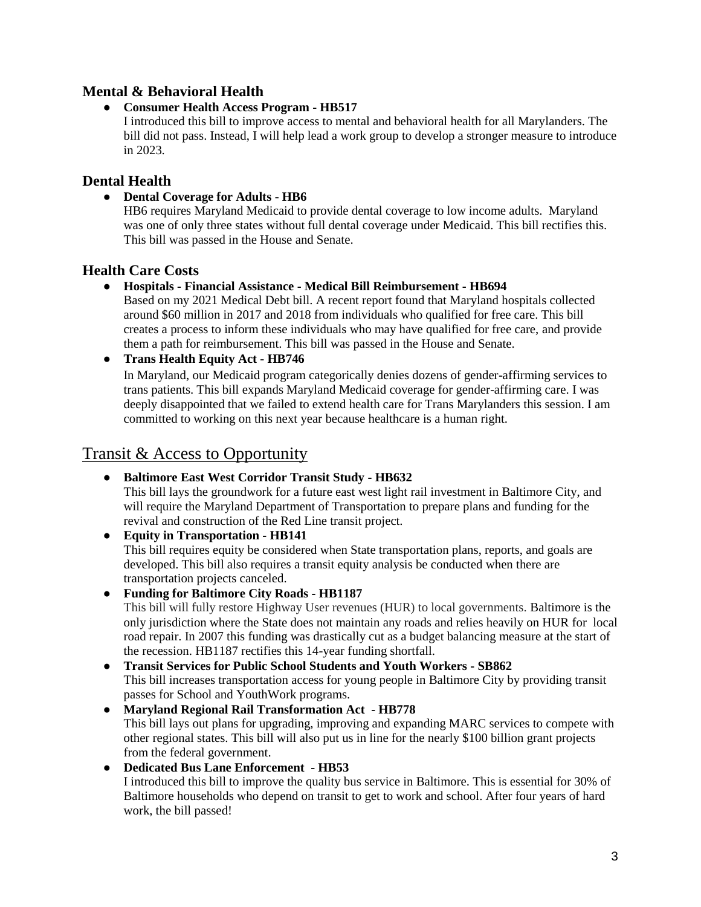## Mental & Behavioral Health

- **Consumer Health Access Program - HB517**
  I introduced this bill to improve access to mental and behavioral health for all Marylanders. The bill did not pass. Instead, I will help lead a work group to develop a stronger measure to introduce in 2023.

## Dental Health

- **Dental Coverage for Adults - HB6**
  HB6 requires Maryland Medicaid to provide dental coverage to low income adults. Maryland was one of only three states without full dental coverage under Medicaid. This bill rectifies this. This bill was passed in the House and Senate.

## Health Care Costs

- **Hospitals - Financial Assistance - Medical Bill Reimbursement - HB694**
  Based on my 2021 Medical Debt bill. A recent report found that Maryland hospitals collected around $60 million in 2017 and 2018 from individuals who qualified for free care. This bill creates a process to inform these individuals who may have qualified for free care, and provide them a path for reimbursement. This bill was passed in the House and Senate.
- **Trans Health Equity Act - HB746**
  In Maryland, our Medicaid program categorically denies dozens of gender-affirming services to trans patients. This bill expands Maryland Medicaid coverage for gender-affirming care. I was deeply disappointed that we failed to extend health care for Trans Marylanders this session. I am committed to working on this next year because healthcare is a human right.

# Transit & Access to Opportunity

- **Baltimore East West Corridor Transit Study - HB632**
  This bill lays the groundwork for a future east west light rail investment in Baltimore City, and will require the Maryland Department of Transportation to prepare plans and funding for the revival and construction of the Red Line transit project.
- **Equity in Transportation - HB141**
  This bill requires equity be considered when State transportation plans, reports, and goals are developed. This bill also requires a transit equity analysis be conducted when there are transportation projects canceled.
- **Funding for Baltimore City Roads - HB1187**
  This bill will fully restore Highway User revenues (HUR) to local governments. Baltimore is the only jurisdiction where the State does not maintain any roads and relies heavily on HUR for local road repair. In 2007 this funding was drastically cut as a budget balancing measure at the start of the recession. HB1187 rectifies this 14-year funding shortfall.
- **Transit Services for Public School Students and Youth Workers - SB862**
  This bill increases transportation access for young people in Baltimore City by providing transit passes for School and YouthWork programs.
- **Maryland Regional Rail Transformation Act - HB778**
  This bill lays out plans for upgrading, improving and expanding MARC services to compete with other regional states. This bill will also put us in line for the nearly $100 billion grant projects from the federal government.
- **Dedicated Bus Lane Enforcement - HB53**
  I introduced this bill to improve the quality bus service in Baltimore. This is essential for 30% of Baltimore households who depend on transit to get to work and school. After four years of hard work, the bill passed!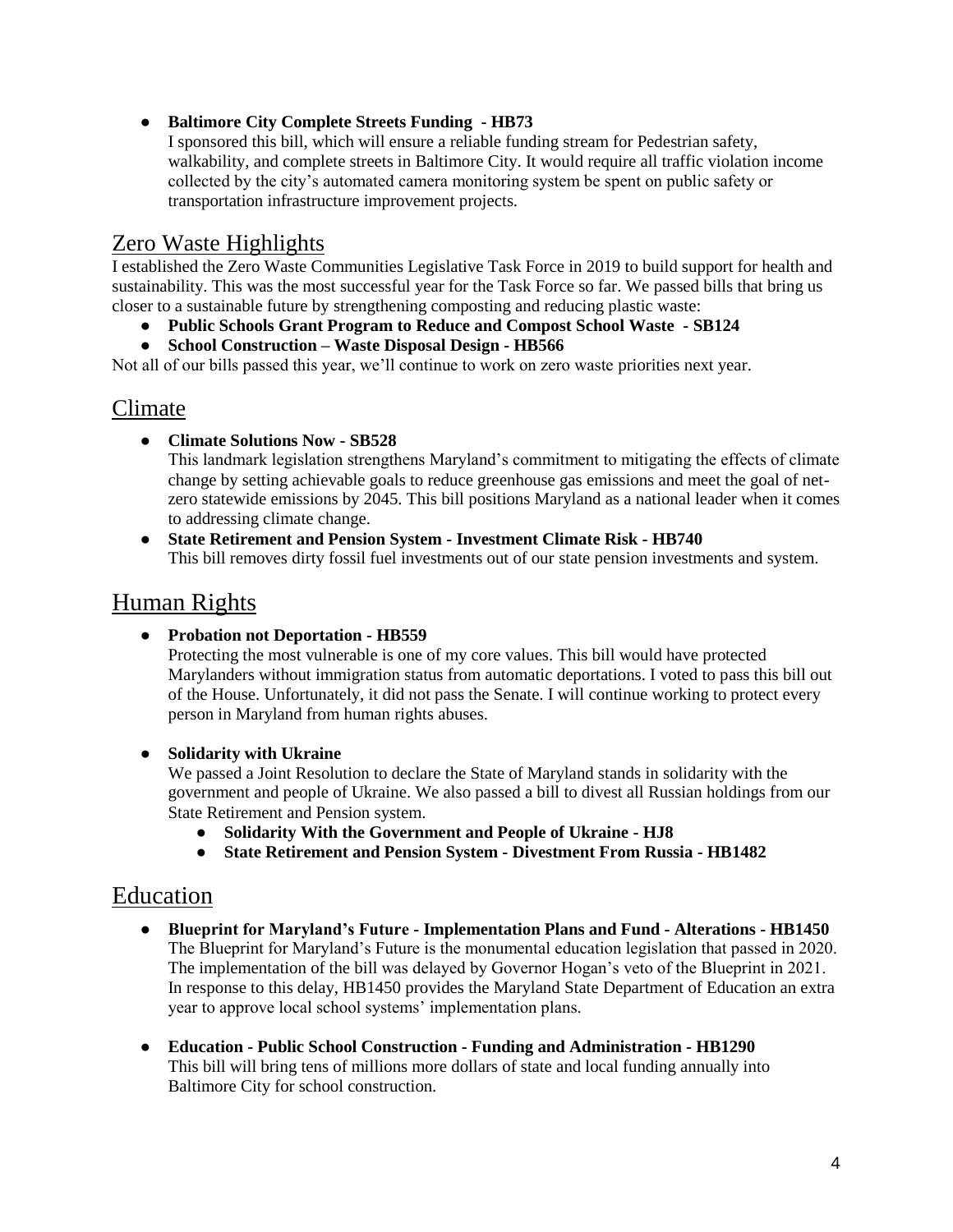- **Baltimore City Complete Streets Funding - HB73**
  I sponsored this bill, which will ensure a reliable funding stream for Pedestrian safety, walkability, and complete streets in Baltimore City. It would require all traffic violation income collected by the city's automated camera monitoring system be spent on public safety or transportation infrastructure improvement projects.

## Zero Waste Highlights

I established the Zero Waste Communities Legislative Task Force in 2019 to build support for health and sustainability. This was the most successful year for the Task Force so far. We passed bills that bring us closer to a sustainable future by strengthening composting and reducing plastic waste:

- **Public Schools Grant Program to Reduce and Compost School Waste - SB124**
- **School Construction – Waste Disposal Design - HB566**

Not all of our bills passed this year, we'll continue to work on zero waste priorities next year.

## Climate

- **Climate Solutions Now - SB528**
  This landmark legislation strengthens Maryland's commitment to mitigating the effects of climate change by setting achievable goals to reduce greenhouse gas emissions and meet the goal of net-zero statewide emissions by 2045. This bill positions Maryland as a national leader when it comes to addressing climate change.
- **State Retirement and Pension System - Investment Climate Risk - HB740**
  This bill removes dirty fossil fuel investments out of our state pension investments and system.

## Human Rights

- **Probation not Deportation - HB559**
  Protecting the most vulnerable is one of my core values. This bill would have protected Marylanders without immigration status from automatic deportations. I voted to pass this bill out of the House. Unfortunately, it did not pass the Senate. I will continue working to protect every person in Maryland from human rights abuses.

- **Solidarity with Ukraine**
  We passed a Joint Resolution to declare the State of Maryland stands in solidarity with the government and people of Ukraine. We also passed a bill to divest all Russian holdings from our State Retirement and Pension system.
  - **Solidarity With the Government and People of Ukraine - HJ8**
  - **State Retirement and Pension System - Divestment From Russia - HB1482**

## Education

- **Blueprint for Maryland's Future - Implementation Plans and Fund - Alterations - HB1450**
  The Blueprint for Maryland's Future is the monumental education legislation that passed in 2020. The implementation of the bill was delayed by Governor Hogan's veto of the Blueprint in 2021. In response to this delay, HB1450 provides the Maryland State Department of Education an extra year to approve local school systems' implementation plans.

- **Education - Public School Construction - Funding and Administration - HB1290**
  This bill will bring tens of millions more dollars of state and local funding annually into Baltimore City for school construction.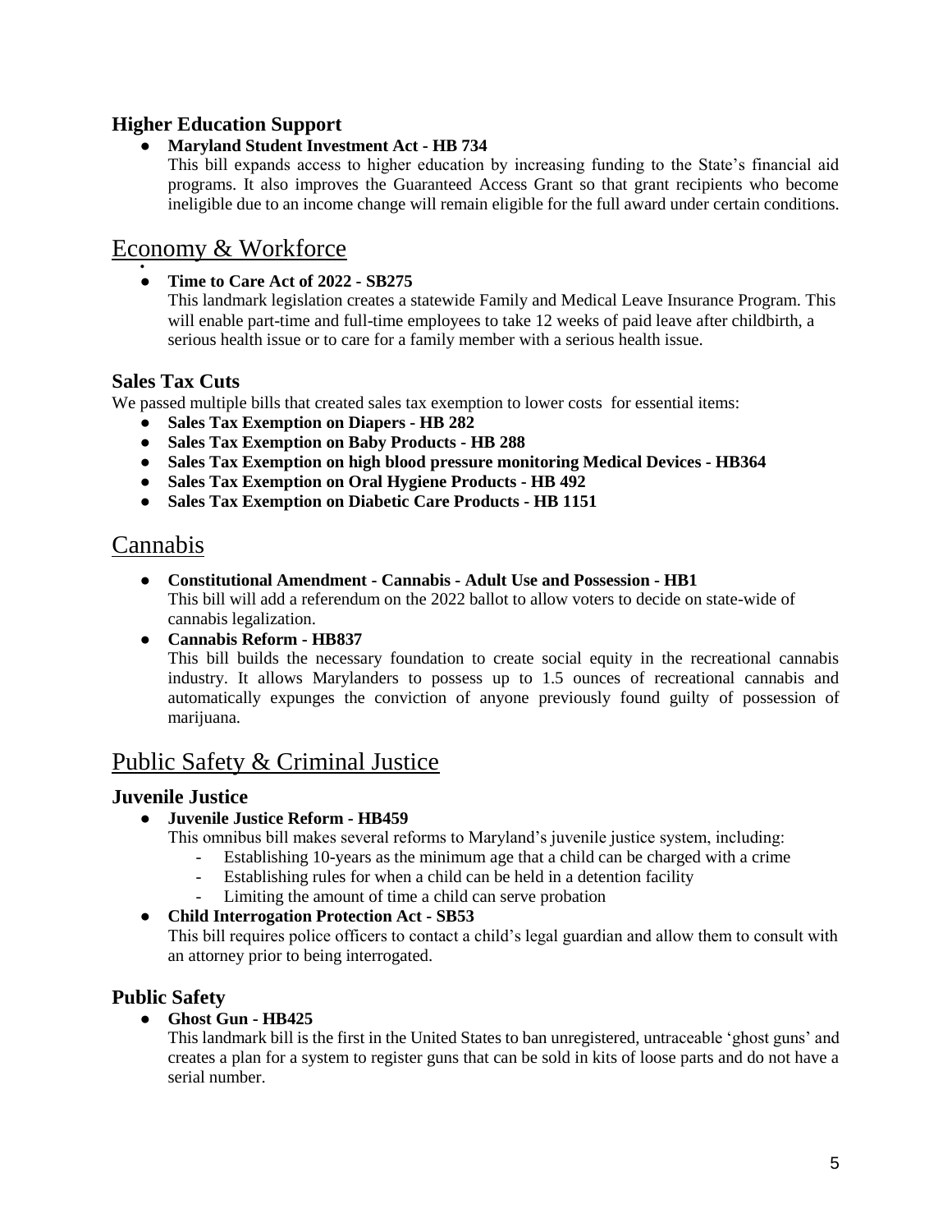### Higher Education Support

- **Maryland Student Investment Act - HB 734**
  This bill expands access to higher education by increasing funding to the State's financial aid programs. It also improves the Guaranteed Access Grant so that grant recipients who become ineligible due to an income change will remain eligible for the full award under certain conditions.

## Economy & Workforce

- **Time to Care Act of 2022 - SB275**
  This landmark legislation creates a statewide Family and Medical Leave Insurance Program. This will enable part-time and full-time employees to take 12 weeks of paid leave after childbirth, a serious health issue or to care for a family member with a serious health issue.

### Sales Tax Cuts

We passed multiple bills that created sales tax exemption to lower costs for essential items:

- **Sales Tax Exemption on Diapers - HB 282**
- **Sales Tax Exemption on Baby Products - HB 288**
- **Sales Tax Exemption on high blood pressure monitoring Medical Devices - HB364**
- **Sales Tax Exemption on Oral Hygiene Products - HB 492**
- **Sales Tax Exemption on Diabetic Care Products - HB 1151**

## Cannabis

- **Constitutional Amendment - Cannabis - Adult Use and Possession - HB1**
  This bill will add a referendum on the 2022 ballot to allow voters to decide on state-wide of cannabis legalization.
- **Cannabis Reform - HB837**
  This bill builds the necessary foundation to create social equity in the recreational cannabis industry. It allows Marylanders to possess up to 1.5 ounces of recreational cannabis and automatically expunges the conviction of anyone previously found guilty of possession of marijuana.

## Public Safety & Criminal Justice

### Juvenile Justice

- **Juvenile Justice Reform - HB459**
  This omnibus bill makes several reforms to Maryland's juvenile justice system, including:
  - Establishing 10-years as the minimum age that a child can be charged with a crime
  - Establishing rules for when a child can be held in a detention facility
  - Limiting the amount of time a child can serve probation
- **Child Interrogation Protection Act - SB53**
  This bill requires police officers to contact a child's legal guardian and allow them to consult with an attorney prior to being interrogated.

### Public Safety

- **Ghost Gun - HB425**
  This landmark bill is the first in the United States to ban unregistered, untraceable 'ghost guns' and creates a plan for a system to register guns that can be sold in kits of loose parts and do not have a serial number.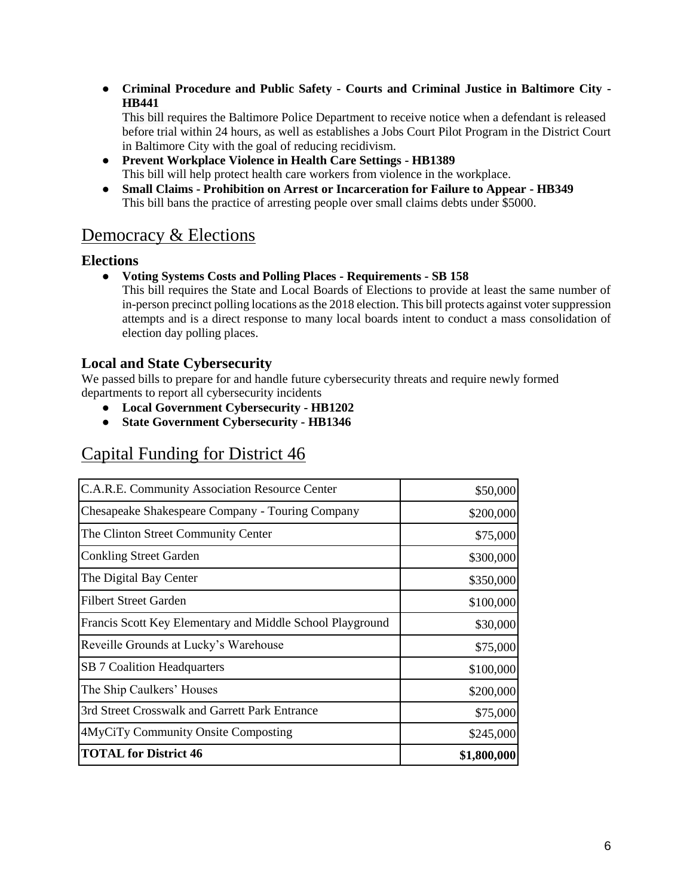- **Criminal Procedure and Public Safety - Courts and Criminal Justice in Baltimore City - HB441**
  This bill requires the Baltimore Police Department to receive notice when a defendant is released before trial within 24 hours, as well as establishes a Jobs Court Pilot Program in the District Court in Baltimore City with the goal of reducing recidivism.
- **Prevent Workplace Violence in Health Care Settings - HB1389**
  This bill will help protect health care workers from violence in the workplace.
- **Small Claims - Prohibition on Arrest or Incarceration for Failure to Appear - HB349**
  This bill bans the practice of arresting people over small claims debts under $5000.

## Democracy & Elections

### Elections

- **Voting Systems Costs and Polling Places - Requirements - SB 158**
  This bill requires the State and Local Boards of Elections to provide at least the same number of in-person precinct polling locations as the 2018 election. This bill protects against voter suppression attempts and is a direct response to many local boards intent to conduct a mass consolidation of election day polling places.

### Local and State Cybersecurity

We passed bills to prepare for and handle future cybersecurity threats and require newly formed departments to report all cybersecurity incidents

- **Local Government Cybersecurity - HB1202**
- **State Government Cybersecurity - HB1346**

## Capital Funding for District 46

| | |
|---|---:|
| C.A.R.E. Community Association Resource Center | $50,000 |
| Chesapeake Shakespeare Company - Touring Company | $200,000 |
| The Clinton Street Community Center | $75,000 |
| Conkling Street Garden | $300,000 |
| The Digital Bay Center | $350,000 |
| Filbert Street Garden | $100,000 |
| Francis Scott Key Elementary and Middle School Playground | $30,000 |
| Reveille Grounds at Lucky's Warehouse | $75,000 |
| SB 7 Coalition Headquarters | $100,000 |
| The Ship Caulkers' Houses | $200,000 |
| 3rd Street Crosswalk and Garrett Park Entrance | $75,000 |
| 4MyCiTy Community Onsite Composting | $245,000 |
| **TOTAL for District 46** | **$1,800,000** |